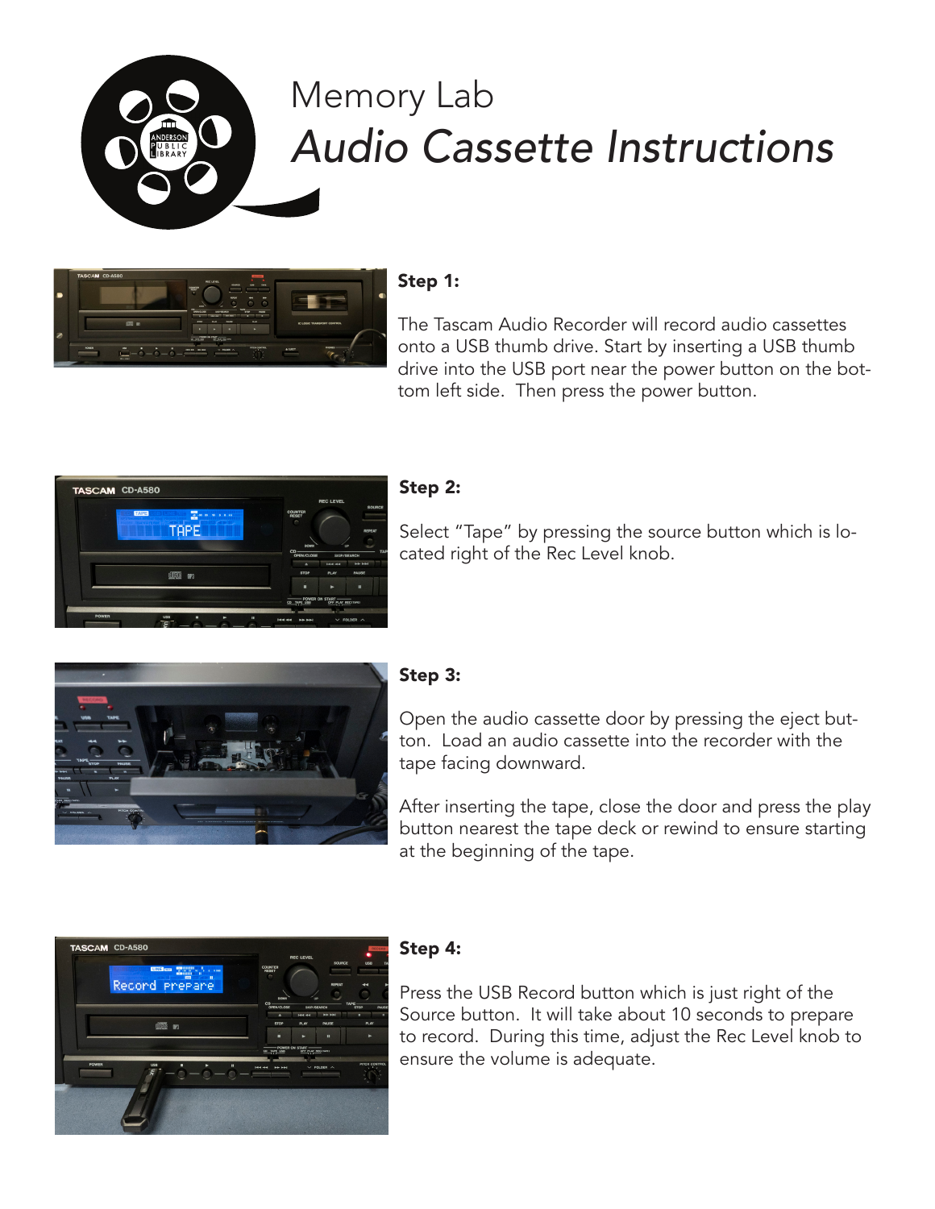# Memory Lab

## *Audio Cassette Instructions*

**Step 1:**

The Tascam Audio Recorder will record audio cassettes onto a USB thumb drive. Start by inserting a USB thumb drive into the USB port near the power button on the bottom left side. Then press the power button.

**Step 2:**

Select "Tape" by pressing the source button which is located right of the Rec Level knob.

**Step 3:**

Open the audio cassette door by pressing the eject button. Load an audio cassette into the recorder with the tape facing downward.

After inserting the tape, close the door and press the play button nearest the tape deck or rewind to ensure starting at the beginning of the tape.

**Step 4:**

Press the USB Record button which is just right of the Source button. It will take about 10 seconds to prepare to record. During this time, adjust the Rec Level knob to ensure the volume is adequate.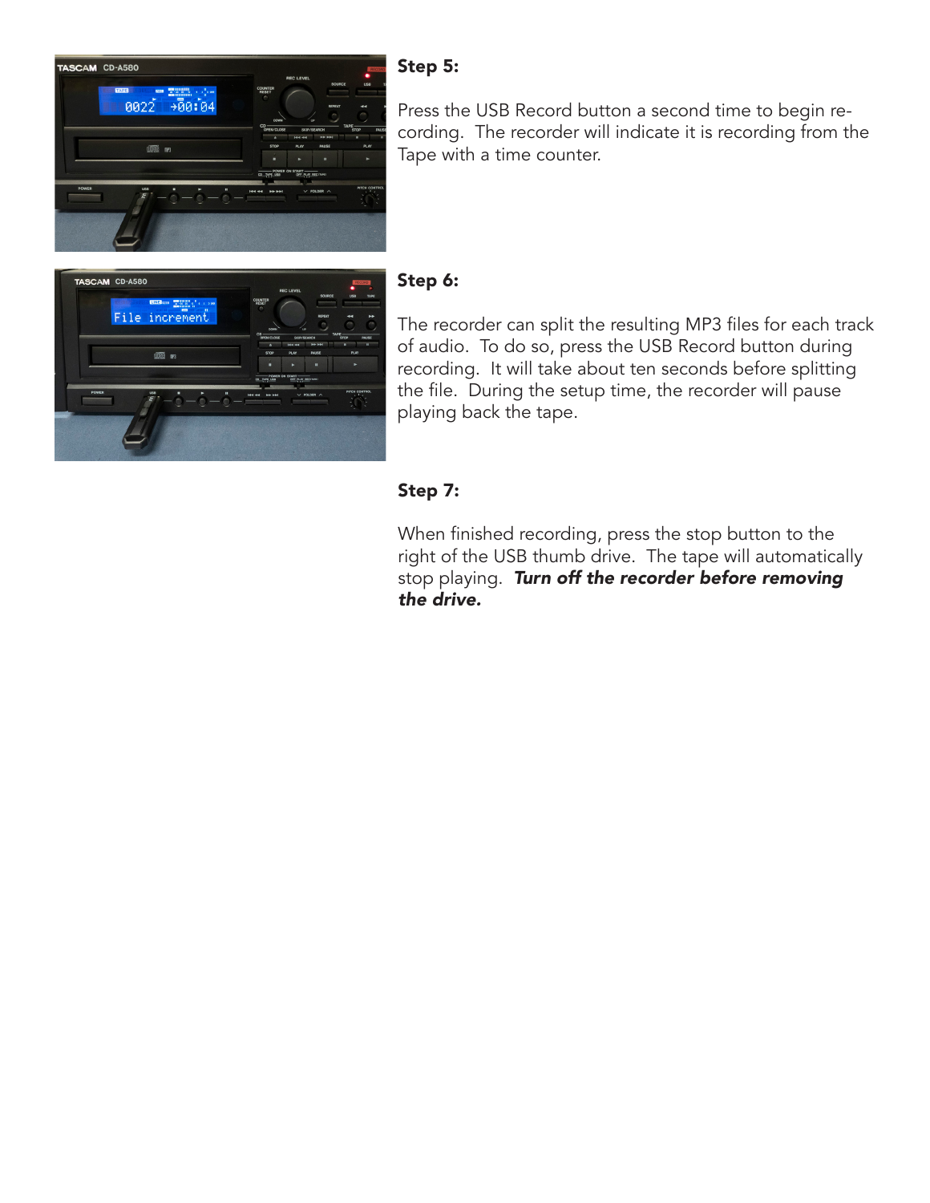## Step 5:

Press the USB Record button a second time to begin recording. The recorder will indicate it is recording from the Tape with a time counter.

## Step 6:

The recorder can split the resulting MP3 files for each track of audio. To do so, press the USB Record button during recording. It will take about ten seconds before splitting the file. During the setup time, the recorder will pause playing back the tape.

## Step 7:

When finished recording, press the stop button to the right of the USB thumb drive. The tape will automatically stop playing. ***Turn off the recorder before removing the drive.***